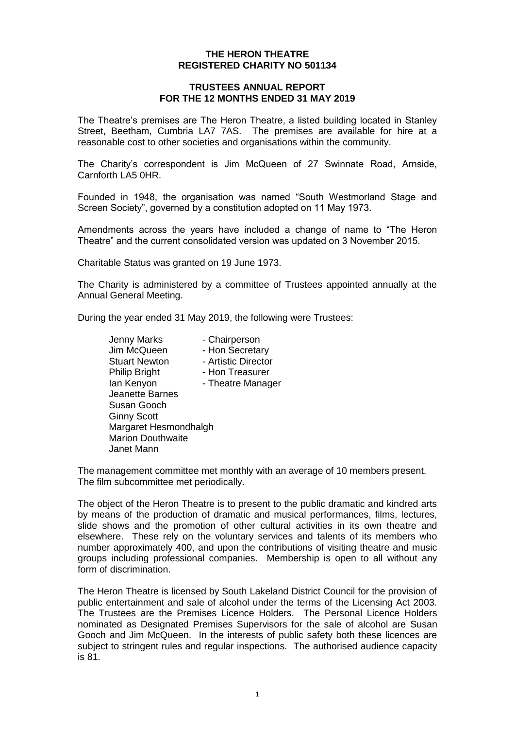# THE HERON THEATRE
## REGISTERED CHARITY NO 501134

## TRUSTEES ANNUAL REPORT FOR THE 12 MONTHS ENDED 31 MAY 2019

The Theatre's premises are The Heron Theatre, a listed building located in Stanley Street, Beetham, Cumbria LA7 7AS. The premises are available for hire at a reasonable cost to other societies and organisations within the community.

The Charity's correspondent is Jim McQueen of 27 Swinnate Road, Arnside, Carnforth LA5 0HR.

Founded in 1948, the organisation was named "South Westmorland Stage and Screen Society", governed by a constitution adopted on 11 May 1973.

Amendments across the years have included a change of name to "The Heron Theatre" and the current consolidated version was updated on 3 November 2015.

Charitable Status was granted on 19 June 1973.

The Charity is administered by a committee of Trustees appointed annually at the Annual General Meeting.

During the year ended 31 May 2019, the following were Trustees:

- Jenny Marks - Chairperson
- Jim McQueen - Hon Secretary
- Stuart Newton - Artistic Director
- Philip Bright - Hon Treasurer
- Ian Kenyon - Theatre Manager
- Jeanette Barnes
- Susan Gooch
- Ginny Scott
- Margaret Hesmondhalgh
- Marion Douthwaite
- Janet Mann

The management committee met monthly with an average of 10 members present. The film subcommittee met periodically.

The object of the Heron Theatre is to present to the public dramatic and kindred arts by means of the production of dramatic and musical performances, films, lectures, slide shows and the promotion of other cultural activities in its own theatre and elsewhere. These rely on the voluntary services and talents of its members who number approximately 400, and upon the contributions of visiting theatre and music groups including professional companies. Membership is open to all without any form of discrimination.

The Heron Theatre is licensed by South Lakeland District Council for the provision of public entertainment and sale of alcohol under the terms of the Licensing Act 2003. The Trustees are the Premises Licence Holders. The Personal Licence Holders nominated as Designated Premises Supervisors for the sale of alcohol are Susan Gooch and Jim McQueen. In the interests of public safety both these licences are subject to stringent rules and regular inspections. The authorised audience capacity is 81.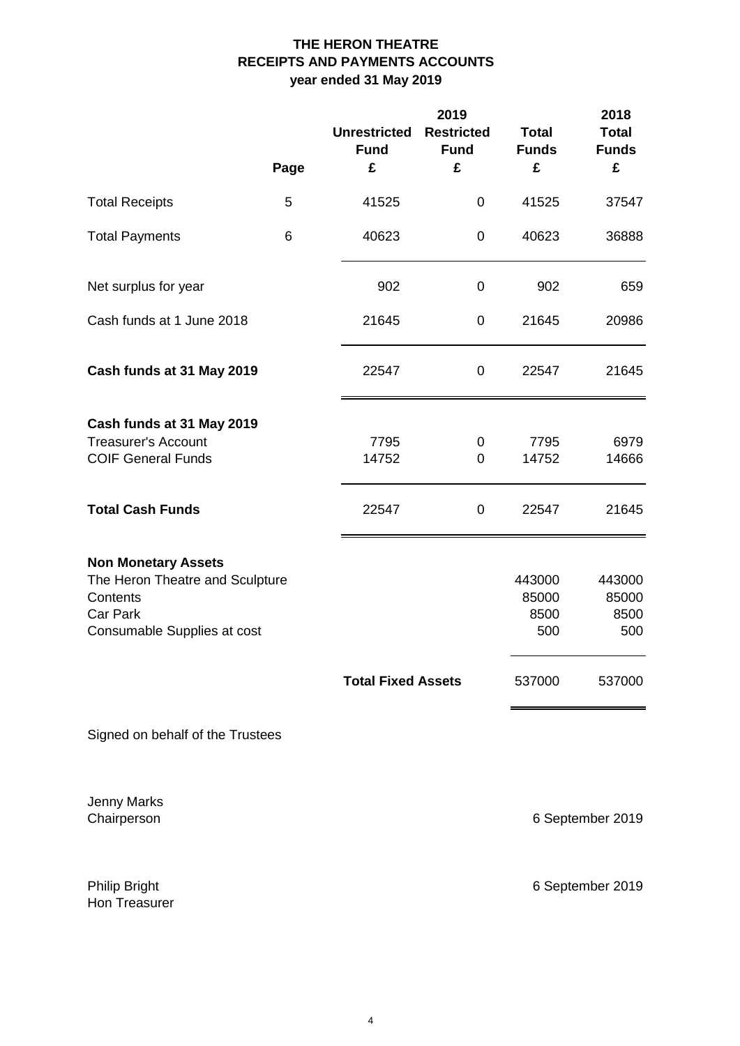# THE HERON THEATRE
## RECEIPTS AND PAYMENTS ACCOUNTS
### year ended 31 May 2019

| | Page | 2019 Unrestricted Fund £ | 2019 Restricted Fund £ | 2019 Total Funds £ | 2018 Total Funds £ |
|---|---|---|---|---|---|
| Total Receipts | 5 | 41525 | 0 | 41525 | 37547 |
| Total Payments | 6 | 40623 | 0 | 40623 | 36888 |
| Net surplus for year | | 902 | 0 | 902 | 659 |
| Cash funds at 1 June 2018 | | 21645 | 0 | 21645 | 20986 |
| **Cash funds at 31 May 2019** | | 22547 | 0 | 22547 | 21645 |
| **Cash funds at 31 May 2019** | | | | | |
| Treasurer's Account | | 7795 | 0 | 7795 | 6979 |
| COIF General Funds | | 14752 | 0 | 14752 | 14666 |
| **Total Cash Funds** | | 22547 | 0 | 22547 | 21645 |
| **Non Monetary Assets** | | | | | |
| The Heron Theatre and Sculpture | | | | 443000 | 443000 |
| Contents | | | | 85000 | 85000 |
| Car Park | | | | 8500 | 8500 |
| Consumable Supplies at cost | | | | 500 | 500 |
| | | **Total Fixed Assets** | | 537000 | 537000 |

Signed on behalf of the Trustees

Jenny Marks
Chairperson

6 September 2019

Philip Bright
Hon Treasurer

6 September 2019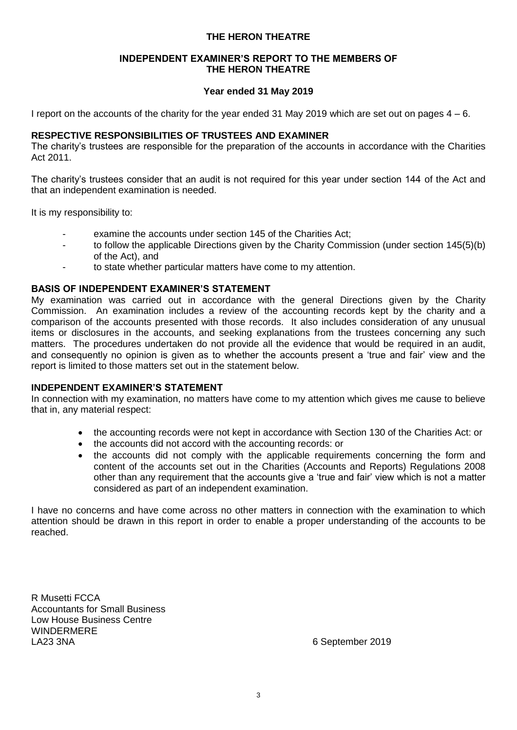# THE HERON THEATRE

## INDEPENDENT EXAMINER'S REPORT TO THE MEMBERS OF THE HERON THEATRE

### Year ended 31 May 2019

I report on the accounts of the charity for the year ended 31 May 2019 which are set out on pages 4 – 6.

**RESPECTIVE RESPONSIBILITIES OF TRUSTEES AND EXAMINER**

The charity's trustees are responsible for the preparation of the accounts in accordance with the Charities Act 2011.

The charity's trustees consider that an audit is not required for this year under section 144 of the Act and that an independent examination is needed.

It is my responsibility to:

- examine the accounts under section 145 of the Charities Act;
- to follow the applicable Directions given by the Charity Commission (under section 145(5)(b) of the Act), and
- to state whether particular matters have come to my attention.

**BASIS OF INDEPENDENT EXAMINER'S STATEMENT**

My examination was carried out in accordance with the general Directions given by the Charity Commission. An examination includes a review of the accounting records kept by the charity and a comparison of the accounts presented with those records. It also includes consideration of any unusual items or disclosures in the accounts, and seeking explanations from the trustees concerning any such matters. The procedures undertaken do not provide all the evidence that would be required in an audit, and consequently no opinion is given as to whether the accounts present a 'true and fair' view and the report is limited to those matters set out in the statement below.

**INDEPENDENT EXAMINER'S STATEMENT**

In connection with my examination, no matters have come to my attention which gives me cause to believe that in, any material respect:

- the accounting records were not kept in accordance with Section 130 of the Charities Act: or
- the accounts did not accord with the accounting records: or
- the accounts did not comply with the applicable requirements concerning the form and content of the accounts set out in the Charities (Accounts and Reports) Regulations 2008 other than any requirement that the accounts give a 'true and fair' view which is not a matter considered as part of an independent examination.

I have no concerns and have come across no other matters in connection with the examination to which attention should be drawn in this report in order to enable a proper understanding of the accounts to be reached.

R Musetti FCCA
Accountants for Small Business
Low House Business Centre
WINDERMERE
LA23 3NA

6 September 2019